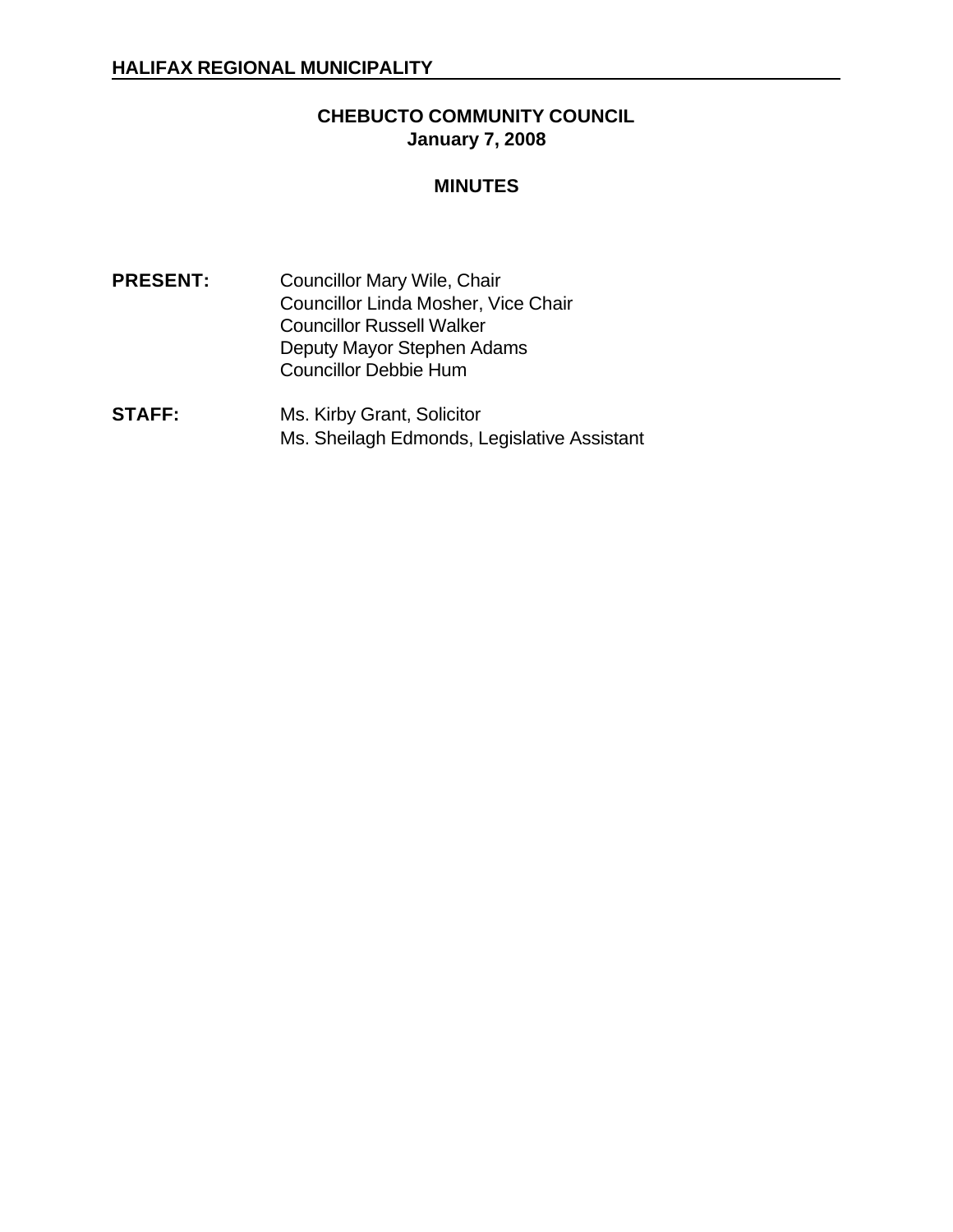**HALIFAX REGIONAL MUNICIPALITY**

# CHEBUCTO COMMUNITY COUNCIL
## January 7, 2008

## MINUTES

**PRESENT:** Councillor Mary Wile, Chair
Councillor Linda Mosher, Vice Chair
Councillor Russell Walker
Deputy Mayor Stephen Adams
Councillor Debbie Hum

**STAFF:** Ms. Kirby Grant, Solicitor
Ms. Sheilagh Edmonds, Legislative Assistant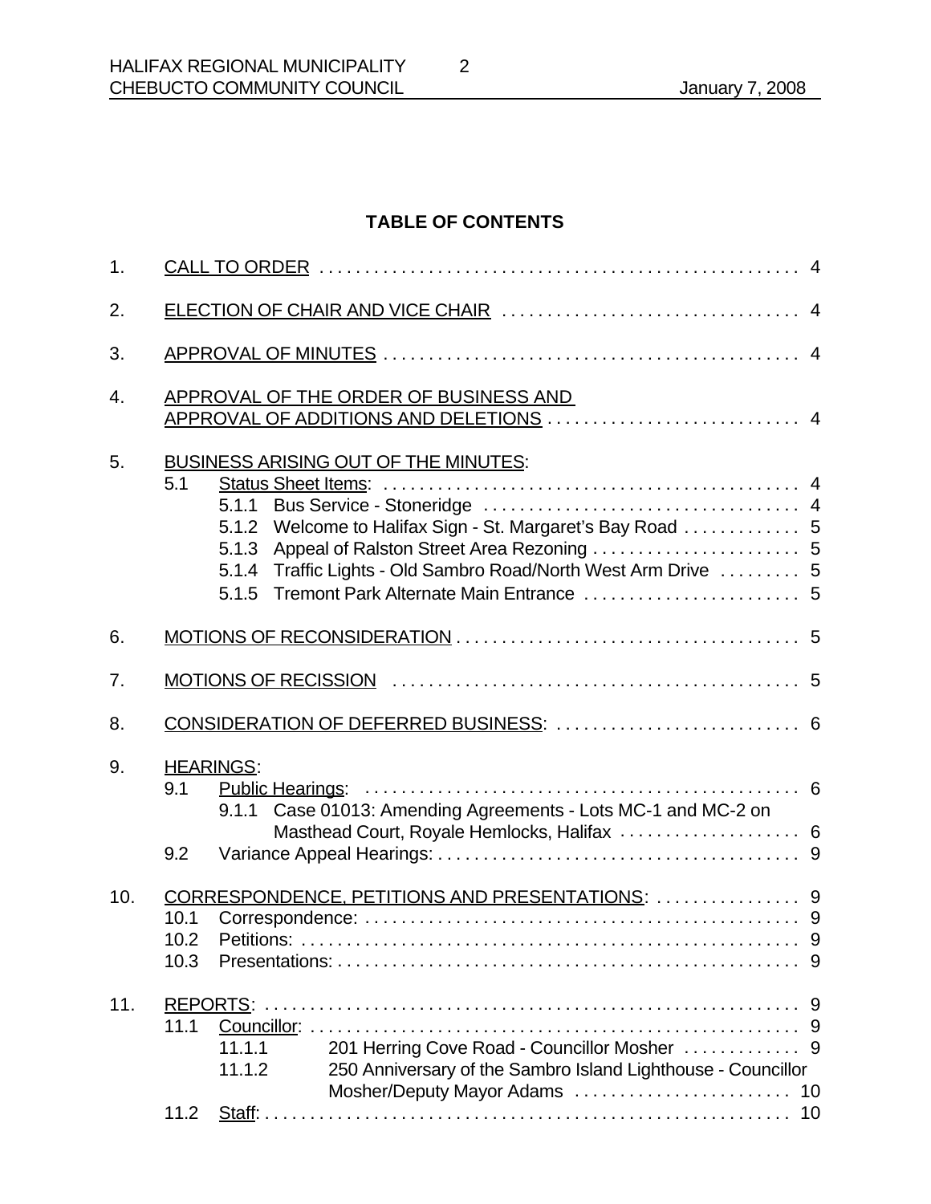## TABLE OF CONTENTS

1. CALL TO ORDER . . . . . 4
2. ELECTION OF CHAIR AND VICE CHAIR . . . . . 4
3. APPROVAL OF MINUTES . . . . . 4
4. APPROVAL OF THE ORDER OF BUSINESS AND APPROVAL OF ADDITIONS AND DELETIONS . . . . . 4
5. BUSINESS ARISING OUT OF THE MINUTES:
   - 5.1 Status Sheet Items: . . . . . 4
     - 5.1.1 Bus Service - Stoneridge . . . . . 4
     - 5.1.2 Welcome to Halifax Sign - St. Margaret's Bay Road . . . . . 5
     - 5.1.3 Appeal of Ralston Street Area Rezoning . . . . . 5
     - 5.1.4 Traffic Lights - Old Sambro Road/North West Arm Drive . . . . . 5
     - 5.1.5 Tremont Park Alternate Main Entrance . . . . . 5
6. MOTIONS OF RECONSIDERATION . . . . . 5
7. MOTIONS OF RECISSION . . . . . 5
8. CONSIDERATION OF DEFERRED BUSINESS: . . . . . 6
9. HEARINGS:
   - 9.1 Public Hearings: . . . . . 6
     - 9.1.1 Case 01013: Amending Agreements - Lots MC-1 and MC-2 on Masthead Court, Royale Hemlocks, Halifax . . . . . 6
   - 9.2 Variance Appeal Hearings: . . . . . 9
10. CORRESPONDENCE, PETITIONS AND PRESENTATIONS: . . . . . 9
    - 10.1 Correspondence: . . . . . 9
    - 10.2 Petitions: . . . . . 9
    - 10.3 Presentations: . . . . . 9
11. REPORTS: . . . . . 9
    - 11.1 Councillor: . . . . . 9
      - 11.1.1 201 Herring Cove Road - Councillor Mosher . . . . . 9
      - 11.1.2 250 Anniversary of the Sambro Island Lighthouse - Councillor Mosher/Deputy Mayor Adams . . . . . 10
    - 11.2 Staff: . . . . . 10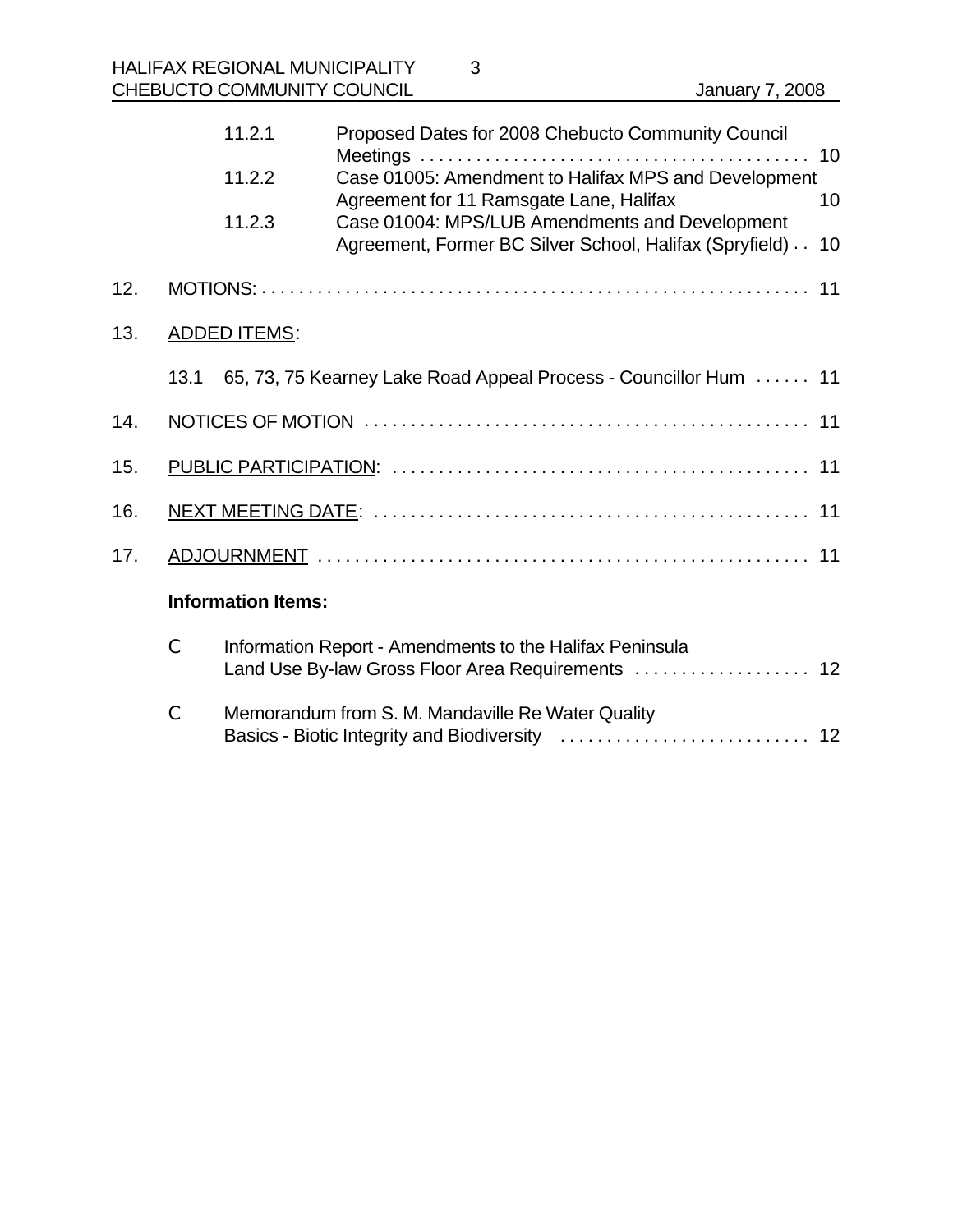11.2.1 Proposed Dates for 2008 Chebucto Community Council Meetings . . . . . . . . . . . . . . . . . . . . . . . . . . . . . . . . . . . . . . . . . 10

11.2.2 Case 01005: Amendment to Halifax MPS and Development Agreement for 11 Ramsgate Lane, Halifax 10

11.2.3 Case 01004: MPS/LUB Amendments and Development Agreement, Former BC Silver School, Halifax (Spryfield) . . 10

12. MOTIONS: . . . . . . . . . . . . . . . . . . . . . . . . . . . . . . . . . . . . . . . . . . . . . . . . . . . . . . . . . . . 11

13. ADDED ITEMS:

13.1 65, 73, 75 Kearney Lake Road Appeal Process - Councillor Hum . . . . . . 11

14. NOTICES OF MOTION . . . . . . . . . . . . . . . . . . . . . . . . . . . . . . . . . . . . . . . . . . . . . . . 11

15. PUBLIC PARTICIPATION: . . . . . . . . . . . . . . . . . . . . . . . . . . . . . . . . . . . . . . . . . . . . 11

16. NEXT MEETING DATE: . . . . . . . . . . . . . . . . . . . . . . . . . . . . . . . . . . . . . . . . . . . . . . 11

17. ADJOURNMENT . . . . . . . . . . . . . . . . . . . . . . . . . . . . . . . . . . . . . . . . . . . . . . . . . . . . 11

**Information Items:**

- Information Report - Amendments to the Halifax Peninsula Land Use By-law Gross Floor Area Requirements . . . . . . . . . . . . . . . . . . . 12

- Memorandum from S. M. Mandaville Re Water Quality Basics - Biotic Integrity and Biodiversity . . . . . . . . . . . . . . . . . . . . . . . . . . . 12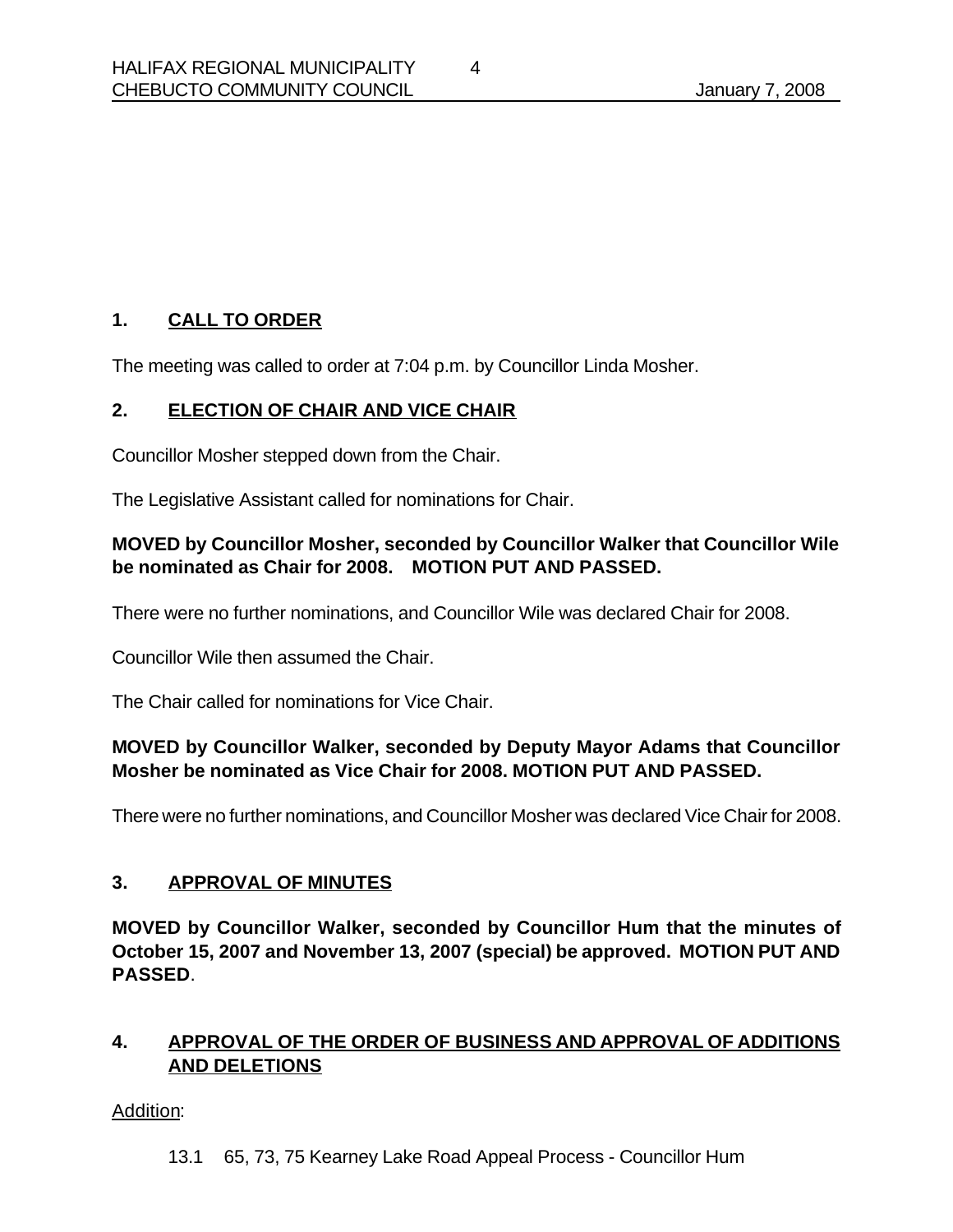## 1. CALL TO ORDER

The meeting was called to order at 7:04 p.m. by Councillor Linda Mosher.

## 2. ELECTION OF CHAIR AND VICE CHAIR

Councillor Mosher stepped down from the Chair.

The Legislative Assistant called for nominations for Chair.

**MOVED by Councillor Mosher, seconded by Councillor Walker that Councillor Wile be nominated as Chair for 2008. MOTION PUT AND PASSED.**

There were no further nominations, and Councillor Wile was declared Chair for 2008.

Councillor Wile then assumed the Chair.

The Chair called for nominations for Vice Chair.

**MOVED by Councillor Walker, seconded by Deputy Mayor Adams that Councillor Mosher be nominated as Vice Chair for 2008. MOTION PUT AND PASSED.**

There were no further nominations, and Councillor Mosher was declared Vice Chair for 2008.

## 3. APPROVAL OF MINUTES

**MOVED by Councillor Walker, seconded by Councillor Hum that the minutes of October 15, 2007 and November 13, 2007 (special) be approved. MOTION PUT AND PASSED**.

## 4. APPROVAL OF THE ORDER OF BUSINESS AND APPROVAL OF ADDITIONS AND DELETIONS

Addition:

13.1 65, 73, 75 Kearney Lake Road Appeal Process - Councillor Hum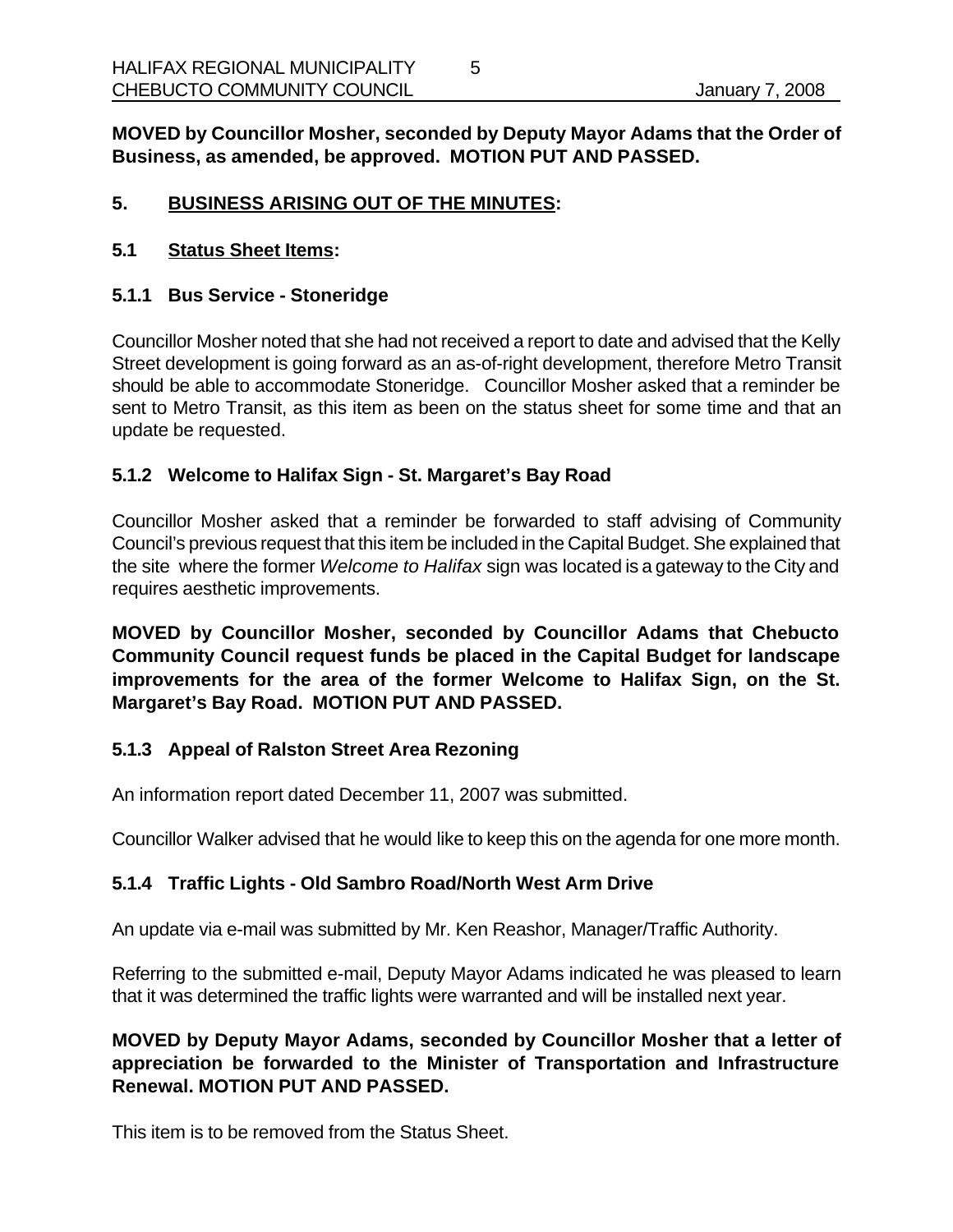**MOVED by Councillor Mosher, seconded by Deputy Mayor Adams that the Order of Business, as amended, be approved. MOTION PUT AND PASSED.**

## 5. BUSINESS ARISING OUT OF THE MINUTES:

### 5.1 Status Sheet Items:

#### 5.1.1 Bus Service - Stoneridge

Councillor Mosher noted that she had not received a report to date and advised that the Kelly Street development is going forward as an as-of-right development, therefore Metro Transit should be able to accommodate Stoneridge. Councillor Mosher asked that a reminder be sent to Metro Transit, as this item as been on the status sheet for some time and that an update be requested.

#### 5.1.2 Welcome to Halifax Sign - St. Margaret's Bay Road

Councillor Mosher asked that a reminder be forwarded to staff advising of Community Council's previous request that this item be included in the Capital Budget. She explained that the site where the former *Welcome to Halifax* sign was located is a gateway to the City and requires aesthetic improvements.

**MOVED by Councillor Mosher, seconded by Councillor Adams that Chebucto Community Council request funds be placed in the Capital Budget for landscape improvements for the area of the former Welcome to Halifax Sign, on the St. Margaret's Bay Road. MOTION PUT AND PASSED.**

#### 5.1.3 Appeal of Ralston Street Area Rezoning

An information report dated December 11, 2007 was submitted.

Councillor Walker advised that he would like to keep this on the agenda for one more month.

#### 5.1.4 Traffic Lights - Old Sambro Road/North West Arm Drive

An update via e-mail was submitted by Mr. Ken Reashor, Manager/Traffic Authority.

Referring to the submitted e-mail, Deputy Mayor Adams indicated he was pleased to learn that it was determined the traffic lights were warranted and will be installed next year.

**MOVED by Deputy Mayor Adams, seconded by Councillor Mosher that a letter of appreciation be forwarded to the Minister of Transportation and Infrastructure Renewal. MOTION PUT AND PASSED.**

This item is to be removed from the Status Sheet.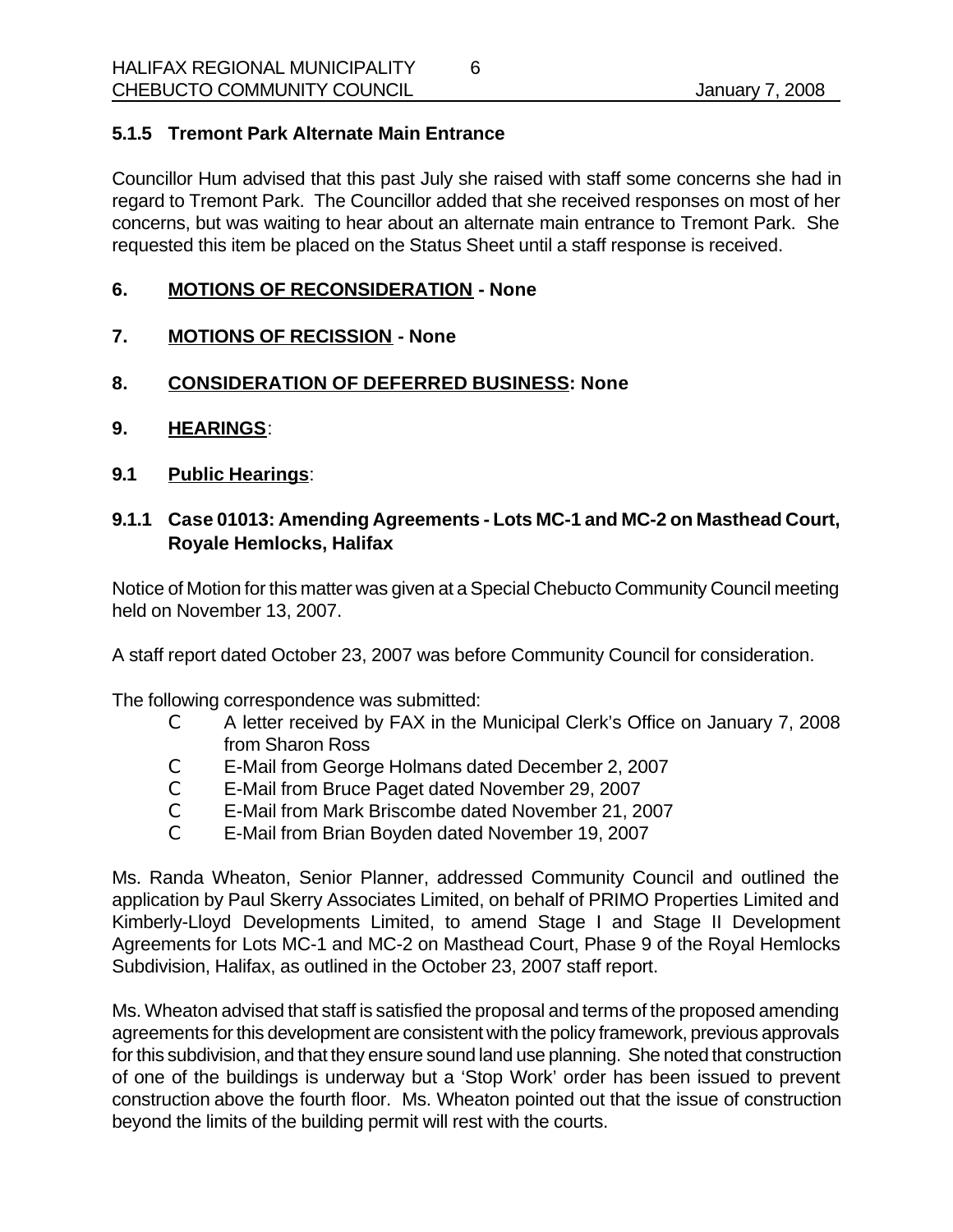### 5.1.5 Tremont Park Alternate Main Entrance

Councillor Hum advised that this past July she raised with staff some concerns she had in regard to Tremont Park. The Councillor added that she received responses on most of her concerns, but was waiting to hear about an alternate main entrance to Tremont Park. She requested this item be placed on the Status Sheet until a staff response is received.

## 6. MOTIONS OF RECONSIDERATION - None

## 7. MOTIONS OF RECISSION - None

## 8. CONSIDERATION OF DEFERRED BUSINESS: None

## 9. HEARINGS:

### 9.1 Public Hearings:

### 9.1.1 Case 01013: Amending Agreements - Lots MC-1 and MC-2 on Masthead Court, Royale Hemlocks, Halifax

Notice of Motion for this matter was given at a Special Chebucto Community Council meeting held on November 13, 2007.

A staff report dated October 23, 2007 was before Community Council for consideration.

The following correspondence was submitted:

- A letter received by FAX in the Municipal Clerk's Office on January 7, 2008 from Sharon Ross
- E-Mail from George Holmans dated December 2, 2007
- E-Mail from Bruce Paget dated November 29, 2007
- E-Mail from Mark Briscombe dated November 21, 2007
- E-Mail from Brian Boyden dated November 19, 2007

Ms. Randa Wheaton, Senior Planner, addressed Community Council and outlined the application by Paul Skerry Associates Limited, on behalf of PRIMO Properties Limited and Kimberly-Lloyd Developments Limited, to amend Stage I and Stage II Development Agreements for Lots MC-1 and MC-2 on Masthead Court, Phase 9 of the Royal Hemlocks Subdivision, Halifax, as outlined in the October 23, 2007 staff report.

Ms. Wheaton advised that staff is satisfied the proposal and terms of the proposed amending agreements for this development are consistent with the policy framework, previous approvals for this subdivision, and that they ensure sound land use planning. She noted that construction of one of the buildings is underway but a 'Stop Work' order has been issued to prevent construction above the fourth floor. Ms. Wheaton pointed out that the issue of construction beyond the limits of the building permit will rest with the courts.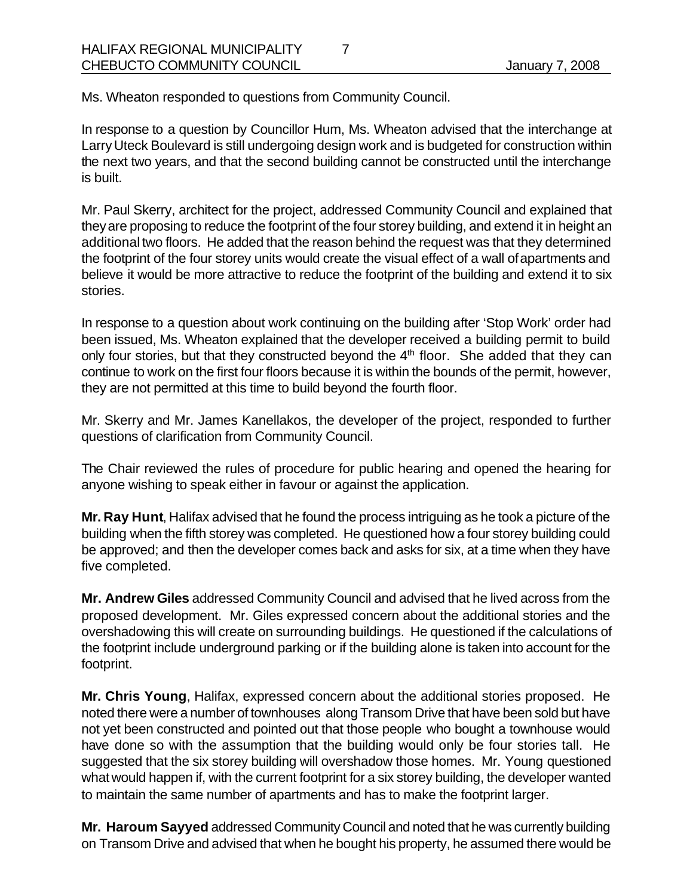Ms. Wheaton responded to questions from Community Council.

In response to a question by Councillor Hum, Ms. Wheaton advised that the interchange at Larry Uteck Boulevard is still undergoing design work and is budgeted for construction within the next two years, and that the second building cannot be constructed until the interchange is built.

Mr. Paul Skerry, architect for the project, addressed Community Council and explained that they are proposing to reduce the footprint of the four storey building, and extend it in height an additional two floors. He added that the reason behind the request was that they determined the footprint of the four storey units would create the visual effect of a wall of apartments and believe it would be more attractive to reduce the footprint of the building and extend it to six stories.

In response to a question about work continuing on the building after 'Stop Work' order had been issued, Ms. Wheaton explained that the developer received a building permit to build only four stories, but that they constructed beyond the 4th floor. She added that they can continue to work on the first four floors because it is within the bounds of the permit, however, they are not permitted at this time to build beyond the fourth floor.

Mr. Skerry and Mr. James Kanellakos, the developer of the project, responded to further questions of clarification from Community Council.

The Chair reviewed the rules of procedure for public hearing and opened the hearing for anyone wishing to speak either in favour or against the application.

**Mr. Ray Hunt**, Halifax advised that he found the process intriguing as he took a picture of the building when the fifth storey was completed. He questioned how a four storey building could be approved; and then the developer comes back and asks for six, at a time when they have five completed.

**Mr. Andrew Giles** addressed Community Council and advised that he lived across from the proposed development. Mr. Giles expressed concern about the additional stories and the overshadowing this will create on surrounding buildings. He questioned if the calculations of the footprint include underground parking or if the building alone is taken into account for the footprint.

**Mr. Chris Young**, Halifax, expressed concern about the additional stories proposed. He noted there were a number of townhouses along Transom Drive that have been sold but have not yet been constructed and pointed out that those people who bought a townhouse would have done so with the assumption that the building would only be four stories tall. He suggested that the six storey building will overshadow those homes. Mr. Young questioned what would happen if, with the current footprint for a six storey building, the developer wanted to maintain the same number of apartments and has to make the footprint larger.

**Mr. Haroum Sayyed** addressed Community Council and noted that he was currently building on Transom Drive and advised that when he bought his property, he assumed there would be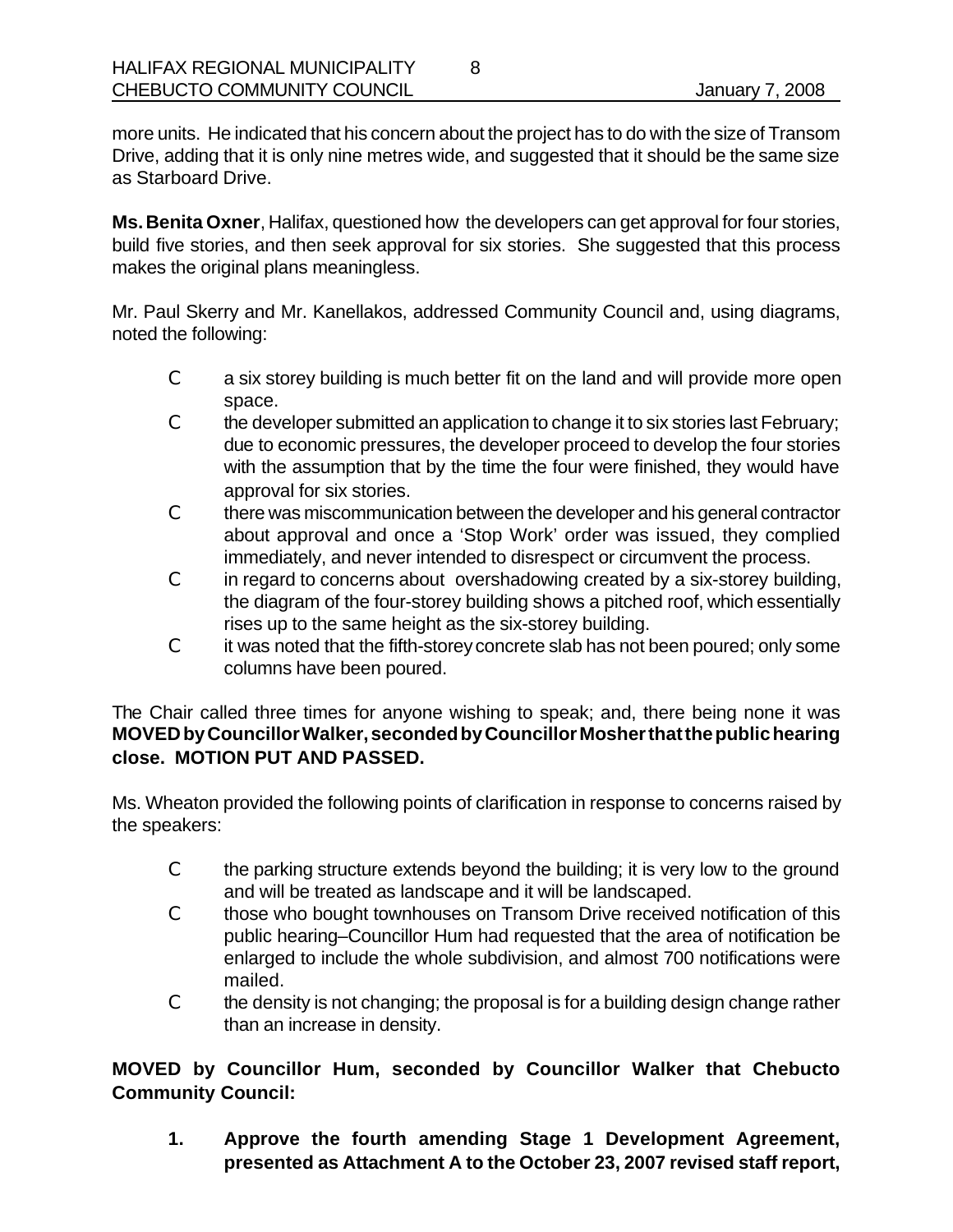more units. He indicated that his concern about the project has to do with the size of Transom Drive, adding that it is only nine metres wide, and suggested that it should be the same size as Starboard Drive.

**Ms. Benita Oxner**, Halifax, questioned how the developers can get approval for four stories, build five stories, and then seek approval for six stories. She suggested that this process makes the original plans meaningless.

Mr. Paul Skerry and Mr. Kanellakos, addressed Community Council and, using diagrams, noted the following:

- a six storey building is much better fit on the land and will provide more open space.
- the developer submitted an application to change it to six stories last February; due to economic pressures, the developer proceed to develop the four stories with the assumption that by the time the four were finished, they would have approval for six stories.
- there was miscommunication between the developer and his general contractor about approval and once a 'Stop Work' order was issued, they complied immediately, and never intended to disrespect or circumvent the process.
- in regard to concerns about overshadowing created by a six-storey building, the diagram of the four-storey building shows a pitched roof, which essentially rises up to the same height as the six-storey building.
- it was noted that the fifth-storey concrete slab has not been poured; only some columns have been poured.

The Chair called three times for anyone wishing to speak; and, there being none it was **MOVED by Councillor Walker, seconded by Councillor Mosher that the public hearing close. MOTION PUT AND PASSED.**

Ms. Wheaton provided the following points of clarification in response to concerns raised by the speakers:

- the parking structure extends beyond the building; it is very low to the ground and will be treated as landscape and it will be landscaped.
- those who bought townhouses on Transom Drive received notification of this public hearing–Councillor Hum had requested that the area of notification be enlarged to include the whole subdivision, and almost 700 notifications were mailed.
- the density is not changing; the proposal is for a building design change rather than an increase in density.

**MOVED by Councillor Hum, seconded by Councillor Walker that Chebucto Community Council:**

1. **Approve the fourth amending Stage 1 Development Agreement, presented as Attachment A to the October 23, 2007 revised staff report,**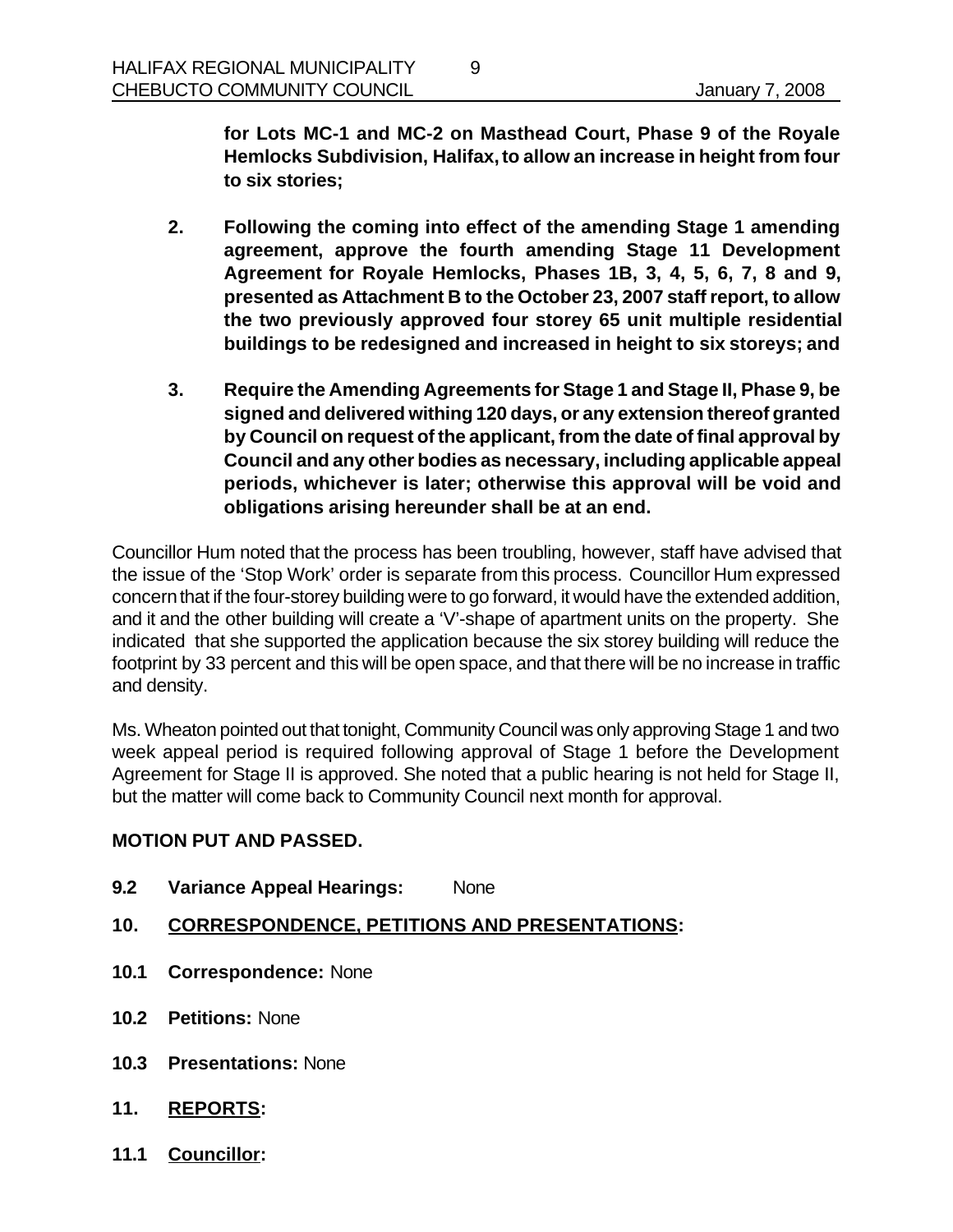**for Lots MC-1 and MC-2 on Masthead Court, Phase 9 of the Royale Hemlocks Subdivision, Halifax, to allow an increase in height from four to six stories;**

2. **Following the coming into effect of the amending Stage 1 amending agreement, approve the fourth amending Stage 11 Development Agreement for Royale Hemlocks, Phases 1B, 3, 4, 5, 6, 7, 8 and 9, presented as Attachment B to the October 23, 2007 staff report, to allow the two previously approved four storey 65 unit multiple residential buildings to be redesigned and increased in height to six storeys; and**

3. **Require the Amending Agreements for Stage 1 and Stage II, Phase 9, be signed and delivered withing 120 days, or any extension thereof granted by Council on request of the applicant, from the date of final approval by Council and any other bodies as necessary, including applicable appeal periods, whichever is later; otherwise this approval will be void and obligations arising hereunder shall be at an end.**

Councillor Hum noted that the process has been troubling, however, staff have advised that the issue of the 'Stop Work' order is separate from this process. Councillor Hum expressed concern that if the four-storey building were to go forward, it would have the extended addition, and it and the other building will create a 'V'-shape of apartment units on the property. She indicated that she supported the application because the six storey building will reduce the footprint by 33 percent and this will be open space, and that there will be no increase in traffic and density.

Ms. Wheaton pointed out that tonight, Community Council was only approving Stage 1 and two week appeal period is required following approval of Stage 1 before the Development Agreement for Stage II is approved. She noted that a public hearing is not held for Stage II, but the matter will come back to Community Council next month for approval.

**MOTION PUT AND PASSED.**

**9.2 Variance Appeal Hearings:** None

## 10. CORRESPONDENCE, PETITIONS AND PRESENTATIONS:

**10.1 Correspondence:** None

**10.2 Petitions:** None

**10.3 Presentations:** None

## 11. REPORTS:

**11.1 Councillor:**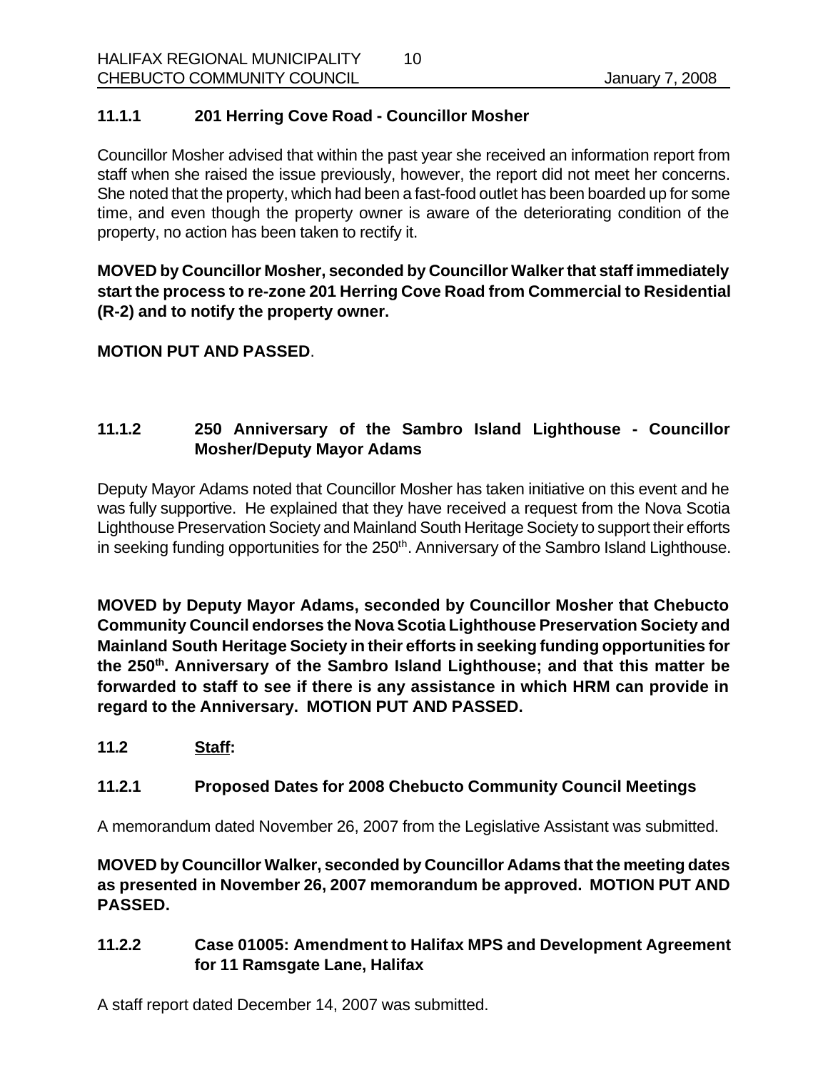### 11.1.1 201 Herring Cove Road - Councillor Mosher

Councillor Mosher advised that within the past year she received an information report from staff when she raised the issue previously, however, the report did not meet her concerns. She noted that the property, which had been a fast-food outlet has been boarded up for some time, and even though the property owner is aware of the deteriorating condition of the property, no action has been taken to rectify it.

**MOVED by Councillor Mosher, seconded by Councillor Walker that staff immediately start the process to re-zone 201 Herring Cove Road from Commercial to Residential (R-2) and to notify the property owner.**

**MOTION PUT AND PASSED**.

### 11.1.2 250 Anniversary of the Sambro Island Lighthouse - Councillor Mosher/Deputy Mayor Adams

Deputy Mayor Adams noted that Councillor Mosher has taken initiative on this event and he was fully supportive. He explained that they have received a request from the Nova Scotia Lighthouse Preservation Society and Mainland South Heritage Society to support their efforts in seeking funding opportunities for the 250th. Anniversary of the Sambro Island Lighthouse.

**MOVED by Deputy Mayor Adams, seconded by Councillor Mosher that Chebucto Community Council endorses the Nova Scotia Lighthouse Preservation Society and Mainland South Heritage Society in their efforts in seeking funding opportunities for the 250th. Anniversary of the Sambro Island Lighthouse; and that this matter be forwarded to staff to see if there is any assistance in which HRM can provide in regard to the Anniversary. MOTION PUT AND PASSED.**

### 11.2 Staff:

### 11.2.1 Proposed Dates for 2008 Chebucto Community Council Meetings

A memorandum dated November 26, 2007 from the Legislative Assistant was submitted.

**MOVED by Councillor Walker, seconded by Councillor Adams that the meeting dates as presented in November 26, 2007 memorandum be approved. MOTION PUT AND PASSED.**

### 11.2.2 Case 01005: Amendment to Halifax MPS and Development Agreement for 11 Ramsgate Lane, Halifax

A staff report dated December 14, 2007 was submitted.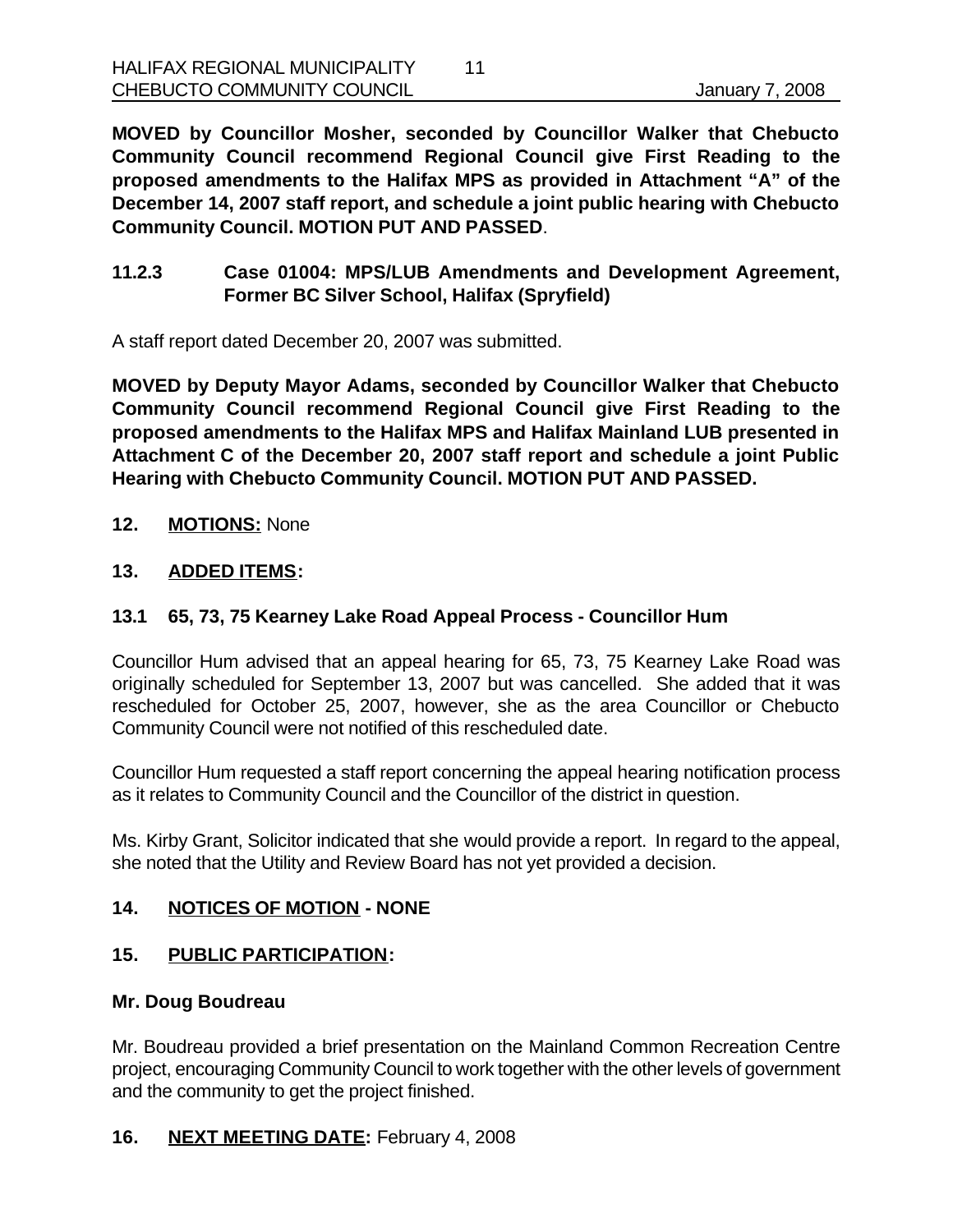**MOVED by Councillor Mosher, seconded by Councillor Walker that Chebucto Community Council recommend Regional Council give First Reading to the proposed amendments to the Halifax MPS as provided in Attachment "A" of the December 14, 2007 staff report, and schedule a joint public hearing with Chebucto Community Council. MOTION PUT AND PASSED**.

### 11.2.3 Case 01004: MPS/LUB Amendments and Development Agreement, Former BC Silver School, Halifax (Spryfield)

A staff report dated December 20, 2007 was submitted.

**MOVED by Deputy Mayor Adams, seconded by Councillor Walker that Chebucto Community Council recommend Regional Council give First Reading to the proposed amendments to the Halifax MPS and Halifax Mainland LUB presented in Attachment C of the December 20, 2007 staff report and schedule a joint Public Hearing with Chebucto Community Council. MOTION PUT AND PASSED.**

## 12. MOTIONS: None

## 13. ADDED ITEMS:

### 13.1 65, 73, 75 Kearney Lake Road Appeal Process - Councillor Hum

Councillor Hum advised that an appeal hearing for 65, 73, 75 Kearney Lake Road was originally scheduled for September 13, 2007 but was cancelled. She added that it was rescheduled for October 25, 2007, however, she as the area Councillor or Chebucto Community Council were not notified of this rescheduled date.

Councillor Hum requested a staff report concerning the appeal hearing notification process as it relates to Community Council and the Councillor of the district in question.

Ms. Kirby Grant, Solicitor indicated that she would provide a report. In regard to the appeal, she noted that the Utility and Review Board has not yet provided a decision.

## 14. NOTICES OF MOTION - NONE

## 15. PUBLIC PARTICIPATION:

**Mr. Doug Boudreau**

Mr. Boudreau provided a brief presentation on the Mainland Common Recreation Centre project, encouraging Community Council to work together with the other levels of government and the community to get the project finished.

## 16. NEXT MEETING DATE: February 4, 2008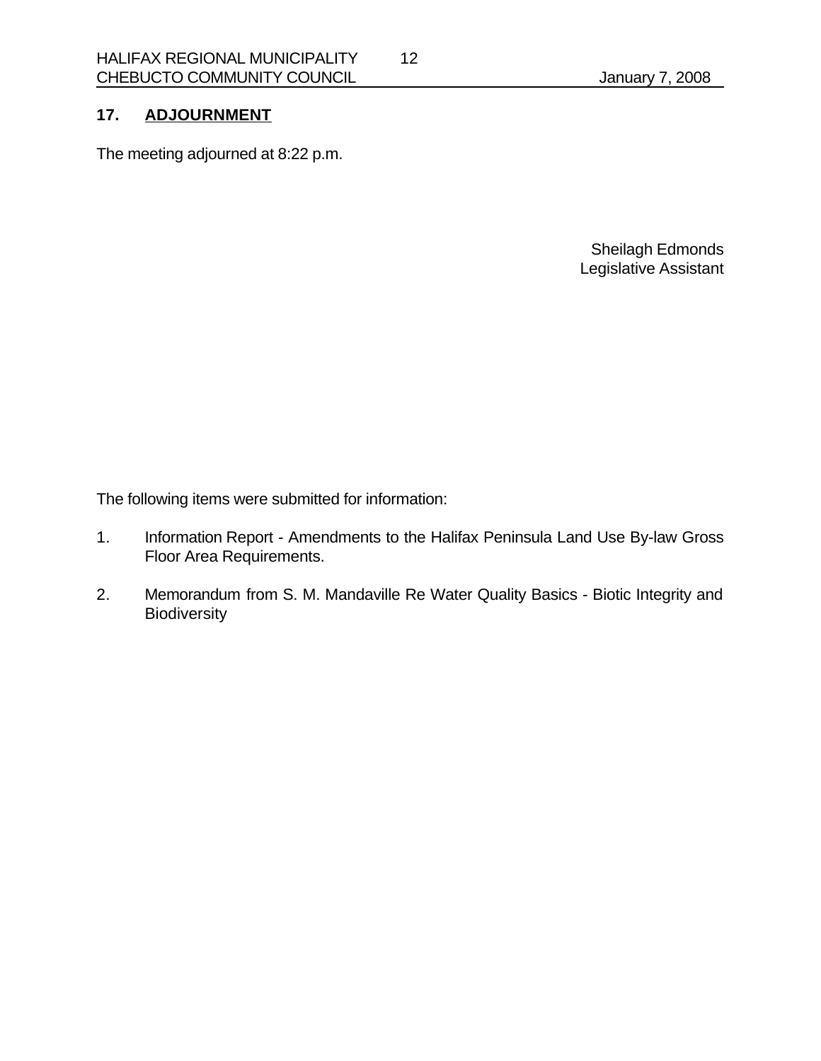## 17. ADJOURNMENT

The meeting adjourned at 8:22 p.m.

Sheilagh Edmonds
Legislative Assistant

The following items were submitted for information:

1. Information Report - Amendments to the Halifax Peninsula Land Use By-law Gross Floor Area Requirements.

2. Memorandum from S. M. Mandaville Re Water Quality Basics - Biotic Integrity and Biodiversity